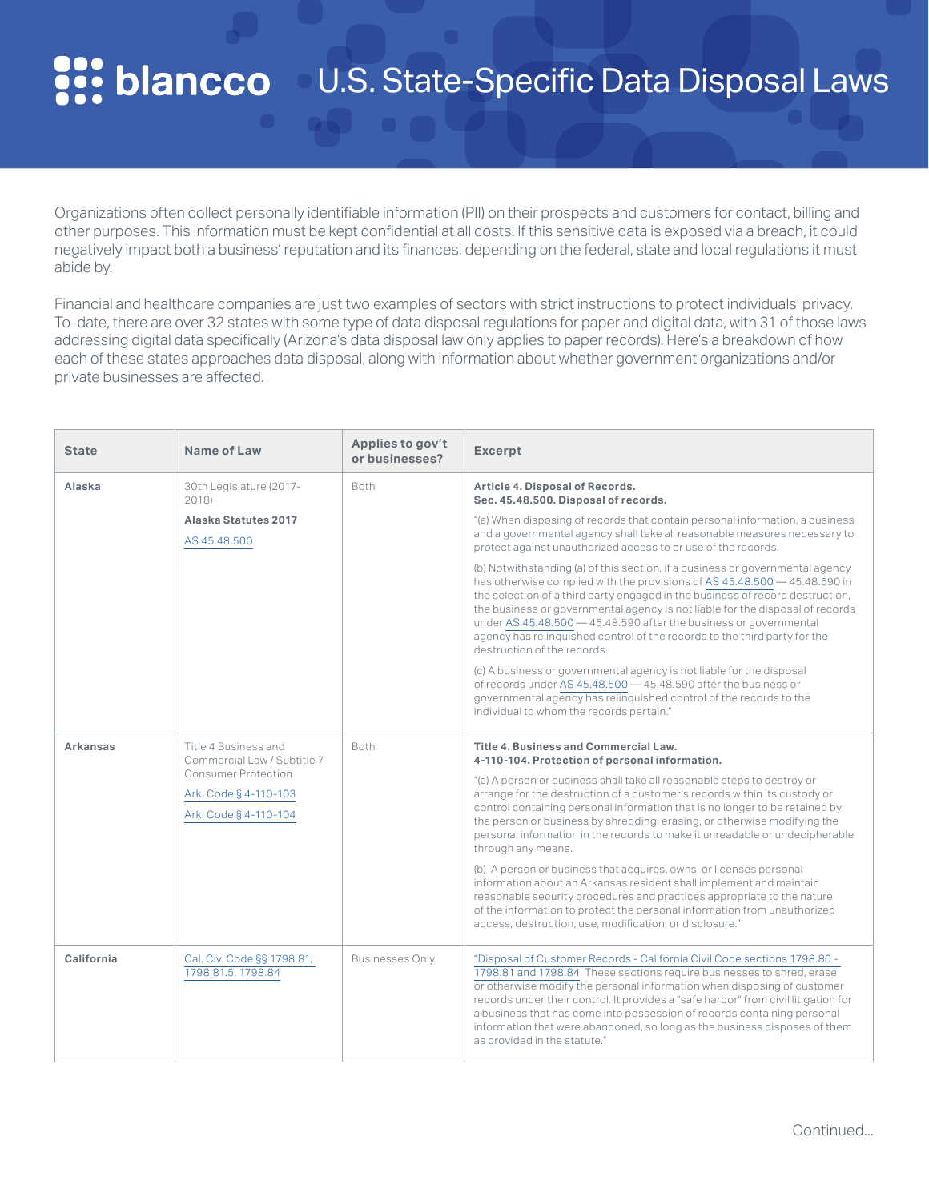# blancco U.S. State-Specific Data Disposal Laws

Organizations often collect personally identifiable information (PII) on their prospects and customers for contact, billing and other purposes. This information must be kept confidential at all costs. If this sensitive data is exposed via a breach, it could negatively impact both a business' reputation and its finances, depending on the federal, state and local regulations it must abide by.

Financial and healthcare companies are just two examples of sectors with strict instructions to protect individuals' privacy. To-date, there are over 32 states with some type of data disposal regulations for paper and digital data, with 31 of those laws addressing digital data specifically (Arizona's data disposal law only applies to paper records). Here's a breakdown of how each of these states approaches data disposal, along with information about whether government organizations and/or private businesses are affected.

| State | Name of Law | Applies to gov't or businesses? | Excerpt |
|---|---|---|---|
| **Alaska** | 30th Legislature (2017-2018)<br>**Alaska Statutes 2017**<br>AS 45.48.500 | Both | **Article 4. Disposal of Records.**<br>**Sec. 45.48.500. Disposal of records.**<br>"(a) When disposing of records that contain personal information, a business and a governmental agency shall take all reasonable measures necessary to protect against unauthorized access to or use of the records.<br>(b) Notwithstanding (a) of this section, if a business or governmental agency has otherwise complied with the provisions of AS 45.48.500 — 45.48.590 in the selection of a third party engaged in the business of record destruction, the business or governmental agency is not liable for the disposal of records under AS 45.48.500 — 45.48.590 after the business or governmental agency has relinquished control of the records to the third party for the destruction of the records.<br>(c) A business or governmental agency is not liable for the disposal of records under AS 45.48.500 — 45.48.590 after the business or governmental agency has relinquished control of the records to the individual to whom the records pertain." |
| **Arkansas** | Title 4 Business and Commercial Law / Subtitle 7 Consumer Protection<br>Ark. Code § 4-110-103<br>Ark. Code § 4-110-104 | Both | **Title 4. Business and Commercial Law.**<br>**4-110-104. Protection of personal information.**<br>"(a) A person or business shall take all reasonable steps to destroy or arrange for the destruction of a customer's records within its custody or control containing personal information that is no longer to be retained by the person or business by shredding, erasing, or otherwise modifying the personal information in the records to make it unreadable or undecipherable through any means.<br>(b) A person or business that acquires, owns, or licenses personal information about an Arkansas resident shall implement and maintain reasonable security procedures and practices appropriate to the nature of the information to protect the personal information from unauthorized access, destruction, use, modification, or disclosure." |
| **California** | Cal. Civ. Code §§ 1798.81, 1798.81.5, 1798.84 | Businesses Only | "Disposal of Customer Records - California Civil Code sections 1798.80 - 1798.81 and 1798.84. These sections require businesses to shred, erase or otherwise modify the personal information when disposing of customer records under their control. It provides a "safe harbor" from civil litigation for a business that has come into possession of records containing personal information that were abandoned, so long as the business disposes of them as provided in the statute." |

Continued...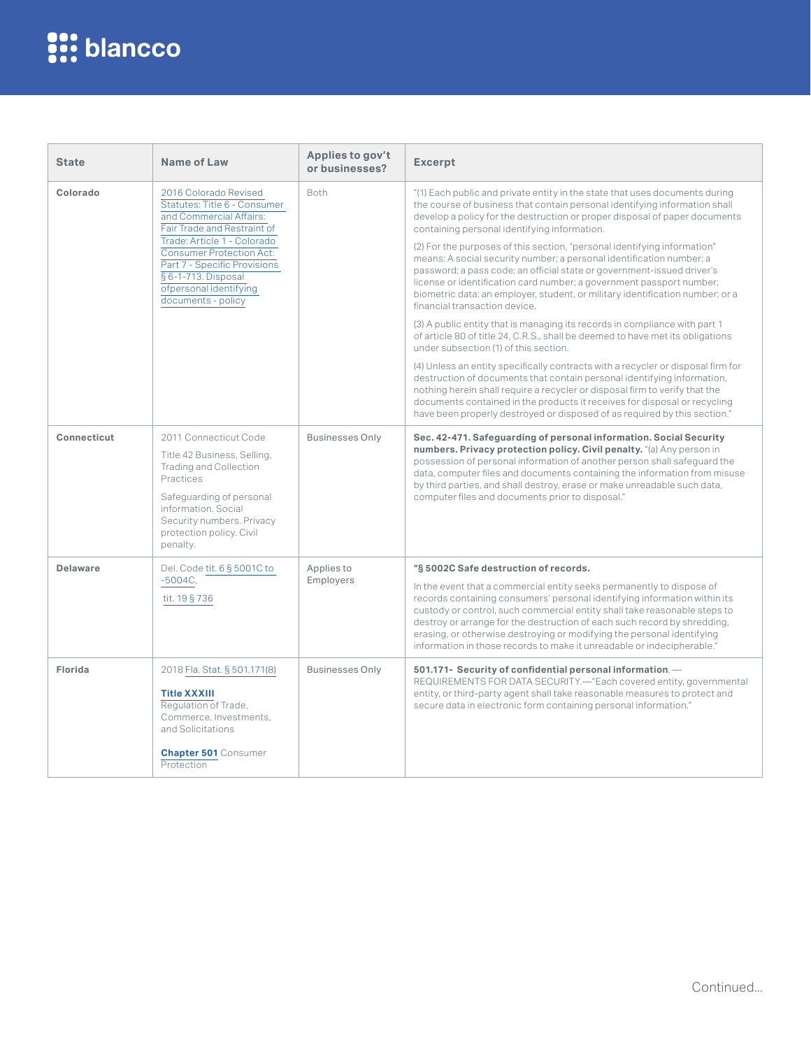| State | Name of Law | Applies to gov't or businesses? | Excerpt |
|---|---|---|---|
| **Colorado** | 2016 Colorado Revised Statutes: Title 6 - Consumer and Commercial Affairs: Fair Trade and Restraint of Trade: Article 1 - Colorado Consumer Protection Act: Part 7 - Specific Provisions § 6-1-713. Disposal ofpersonal identifying documents - policy | Both | "(1) Each public and private entity in the state that uses documents during the course of business that contain personal identifying information shall develop a policy for the destruction or proper disposal of paper documents containing personal identifying information. (2) For the purposes of this section, "personal identifying information" means: A social security number; a personal identification number; a password; a pass code; an official state or government-issued driver's license or identification card number; a government passport number; biometric data; an employer, student, or military identification number; or a financial transaction device. (3) A public entity that is managing its records in compliance with part 1 of article 80 of title 24, C.R.S., shall be deemed to have met its obligations under subsection (1) of this section. (4) Unless an entity specifically contracts with a recycler or disposal firm for destruction of documents that contain personal identifying information, nothing herein shall require a recycler or disposal firm to verify that the documents contained in the products it receives for disposal or recycling have been properly destroyed or disposed of as required by this section." |
| **Connecticut** | 2011 Connecticut Code Title 42 Business, Selling, Trading and Collection Practices Safeguarding of personal information. Social Security numbers. Privacy protection policy. Civil penalty. | Businesses Only | **Sec. 42-471. Safeguarding of personal information. Social Security numbers. Privacy protection policy. Civil penalty.** "(a) Any person in possession of personal information of another person shall safeguard the data, computer files and documents containing the information from misuse by third parties, and shall destroy, erase or make unreadable such data, computer files and documents prior to disposal." |
| **Delaware** | Del. Code tit. 6 § 5001C to -5004C, tit. 19 § 736 | Applies to Employers | **"§ 5002C Safe destruction of records.** In the event that a commercial entity seeks permanently to dispose of records containing consumers' personal identifying information within its custody or control, such commercial entity shall take reasonable steps to destroy or arrange for the destruction of each such record by shredding, erasing, or otherwise destroying or modifying the personal identifying information in those records to make it unreadable or indecipherable." |
| **Florida** | 2018 Fla. Stat. § 501.171(8) **Title XXXIII** Regulation of Trade, Commerce, Investments, and Solicitations **Chapter 501** Consumer Protection | Businesses Only | **501.171- Security of confidential personal information**. — REQUIREMENTS FOR DATA SECURITY.—"Each covered entity, governmental entity, or third-party agent shall take reasonable measures to protect and secure data in electronic form containing personal information." |

Continued...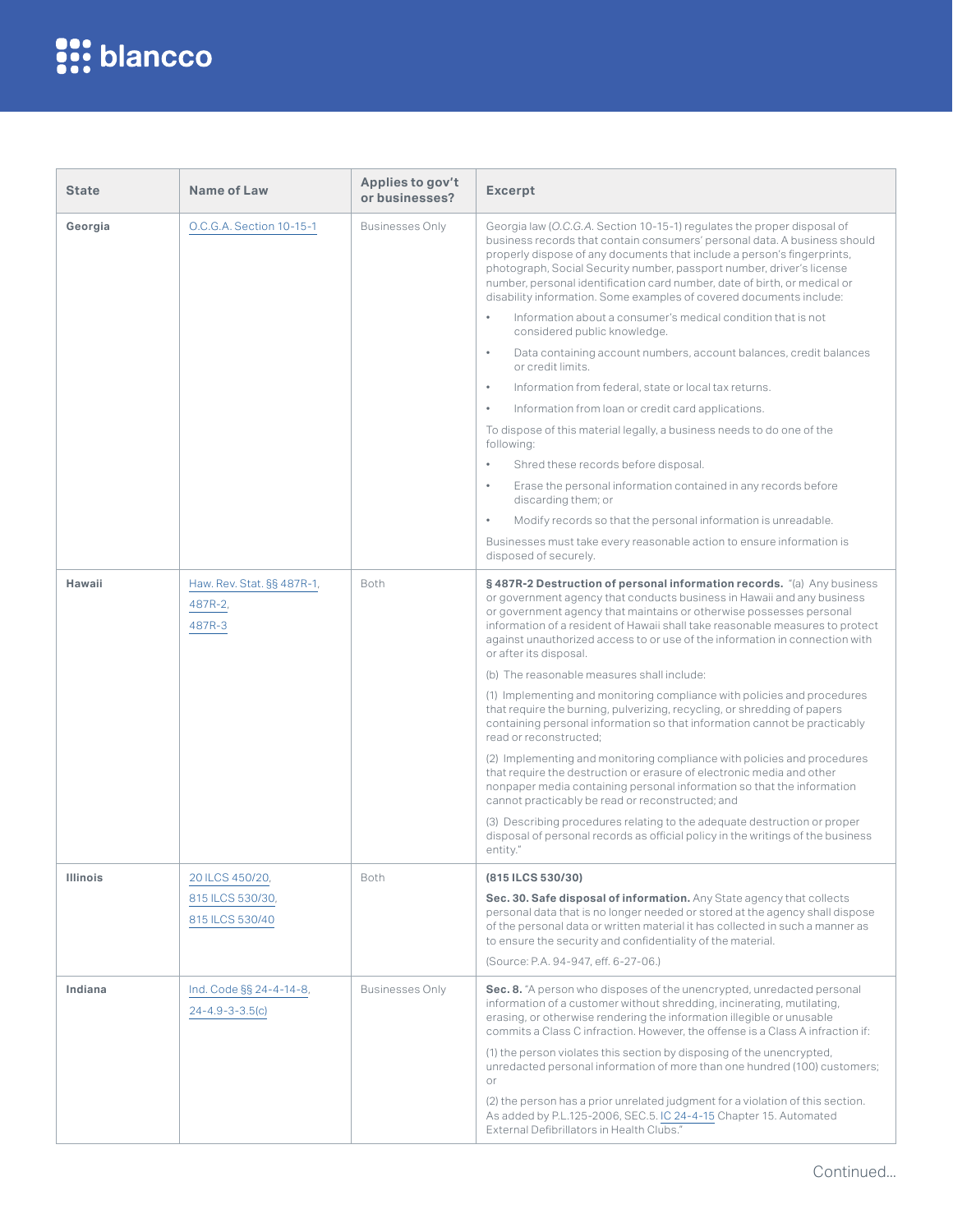| State | Name of Law | Applies to gov't or businesses? | Excerpt |
|---|---|---|---|
| Georgia | O.C.G.A. Section 10-15-1 | Businesses Only | Georgia law (*O.C.G.A.* Section 10-15-1) regulates the proper disposal of business records that contain consumers' personal data. A business should properly dispose of any documents that include a person's fingerprints, photograph, Social Security number, passport number, driver's license number, personal identification card number, date of birth, or medical or disability information. Some examples of covered documents include:<br>• Information about a consumer's medical condition that is not considered public knowledge.<br>• Data containing account numbers, account balances, credit balances or credit limits.<br>• Information from federal, state or local tax returns.<br>• Information from loan or credit card applications.<br>To dispose of this material legally, a business needs to do one of the following:<br>• Shred these records before disposal.<br>• Erase the personal information contained in any records before discarding them; or<br>• Modify records so that the personal information is unreadable.<br>Businesses must take every reasonable action to ensure information is disposed of securely. |
| Hawaii | Haw. Rev. Stat. §§ 487R-1, 487R-2, 487R-3 | Both | **§ 487R-2 Destruction of personal information records.** "(a) Any business or government agency that conducts business in Hawaii and any business or government agency that maintains or otherwise possesses personal information of a resident of Hawaii shall take reasonable measures to protect against unauthorized access to or use of the information in connection with or after its disposal.<br>(b) The reasonable measures shall include:<br>(1) Implementing and monitoring compliance with policies and procedures that require the burning, pulverizing, recycling, or shredding of papers containing personal information so that information cannot be practicably read or reconstructed;<br>(2) Implementing and monitoring compliance with policies and procedures that require the destruction or erasure of electronic media and other nonpaper media containing personal information so that the information cannot practicably be read or reconstructed; and<br>(3) Describing procedures relating to the adequate destruction or proper disposal of personal records as official policy in the writings of the business entity." |
| Illinois | 20 ILCS 450/20, 815 ILCS 530/30, 815 ILCS 530/40 | Both | **(815 ILCS 530/30)**<br>**Sec. 30. Safe disposal of information.** Any State agency that collects personal data that is no longer needed or stored at the agency shall dispose of the personal data or written material it has collected in such a manner as to ensure the security and confidentiality of the material.<br>(Source: P.A. 94-947, eff. 6-27-06.) |
| Indiana | Ind. Code §§ 24-4-14-8, 24-4.9-3-3.5(c) | Businesses Only | **Sec. 8.** "A person who disposes of the unencrypted, unredacted personal information of a customer without shredding, incinerating, mutilating, erasing, or otherwise rendering the information illegible or unusable commits a Class C infraction. However, the offense is a Class A infraction if:<br>(1) the person violates this section by disposing of the unencrypted, unredacted personal information of more than one hundred (100) customers; or<br>(2) the person has a prior unrelated judgment for a violation of this section. As added by P.L.125-2006, SEC.5. IC 24-4-15 Chapter 15. Automated External Defibrillators in Health Clubs." |

Continued...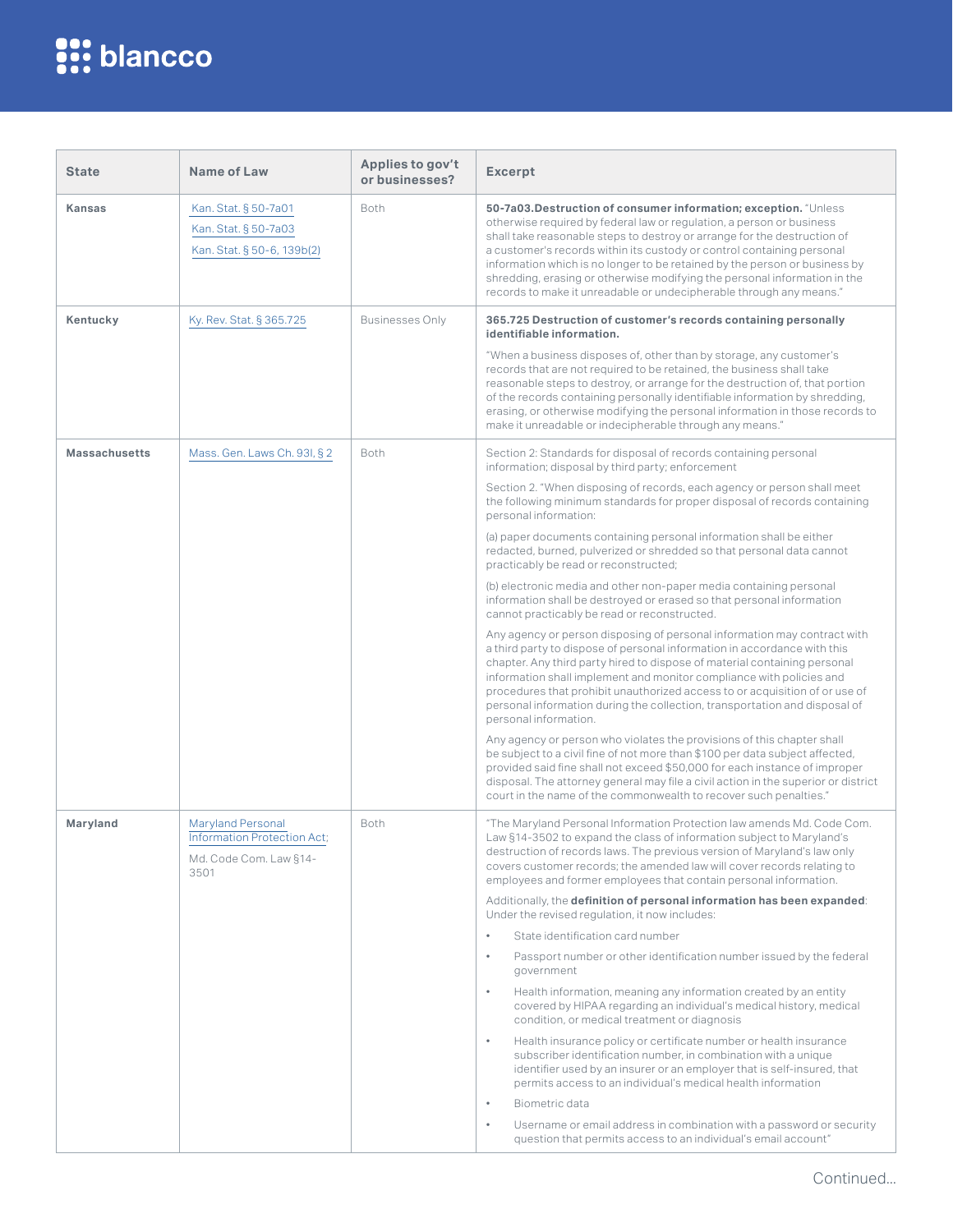| State | Name of Law | Applies to gov't or businesses? | Excerpt |
|---|---|---|---|
| **Kansas** | Kan. Stat. § 50-7a01<br>Kan. Stat. § 50-7a03<br>Kan. Stat. § 50-6, 139b(2) | Both | **50-7a03.Destruction of consumer information; exception.** "Unless otherwise required by federal law or regulation, a person or business shall take reasonable steps to destroy or arrange for the destruction of a customer's records within its custody or control containing personal information which is no longer to be retained by the person or business by shredding, erasing or otherwise modifying the personal information in the records to make it unreadable or undecipherable through any means." |
| **Kentucky** | Ky. Rev. Stat. § 365.725 | Businesses Only | **365.725 Destruction of customer's records containing personally identifiable information.**<br><br>"When a business disposes of, other than by storage, any customer's records that are not required to be retained, the business shall take reasonable steps to destroy, or arrange for the destruction of, that portion of the records containing personally identifiable information by shredding, erasing, or otherwise modifying the personal information in those records to make it unreadable or indecipherable through any means." |
| **Massachusetts** | Mass. Gen. Laws Ch. 93I, § 2 | Both | Section 2: Standards for disposal of records containing personal information; disposal by third party; enforcement<br><br>Section 2. "When disposing of records, each agency or person shall meet the following minimum standards for proper disposal of records containing personal information:<br><br>(a) paper documents containing personal information shall be either redacted, burned, pulverized or shredded so that personal data cannot practicably be read or reconstructed;<br><br>(b) electronic media and other non-paper media containing personal information shall be destroyed or erased so that personal information cannot practicably be read or reconstructed.<br><br>Any agency or person disposing of personal information may contract with a third party to dispose of personal information in accordance with this chapter. Any third party hired to dispose of material containing personal information shall implement and monitor compliance with policies and procedures that prohibit unauthorized access to or acquisition of or use of personal information during the collection, transportation and disposal of personal information.<br><br>Any agency or person who violates the provisions of this chapter shall be subject to a civil fine of not more than $100 per data subject affected, provided said fine shall not exceed $50,000 for each instance of improper disposal. The attorney general may file a civil action in the superior or district court in the name of the commonwealth to recover such penalties." |
| **Maryland** | Maryland Personal Information Protection Act;<br><br>Md. Code Com. Law §14-3501 | Both | "The Maryland Personal Information Protection law amends Md. Code Com. Law §14-3502 to expand the class of information subject to Maryland's destruction of records laws. The previous version of Maryland's law only covers customer records; the amended law will cover records relating to employees and former employees that contain personal information.<br><br>Additionally, the **definition of personal information has been expanded**: Under the revised regulation, it now includes:<br><br>• State identification card number<br>• Passport number or other identification number issued by the federal government<br>• Health information, meaning any information created by an entity covered by HIPAA regarding an individual's medical history, medical condition, or medical treatment or diagnosis<br>• Health insurance policy or certificate number or health insurance subscriber identification number, in combination with a unique identifier used by an insurer or an employer that is self-insured, that permits access to an individual's medical health information<br>• Biometric data<br>• Username or email address in combination with a password or security question that permits access to an individual's email account" |

Continued...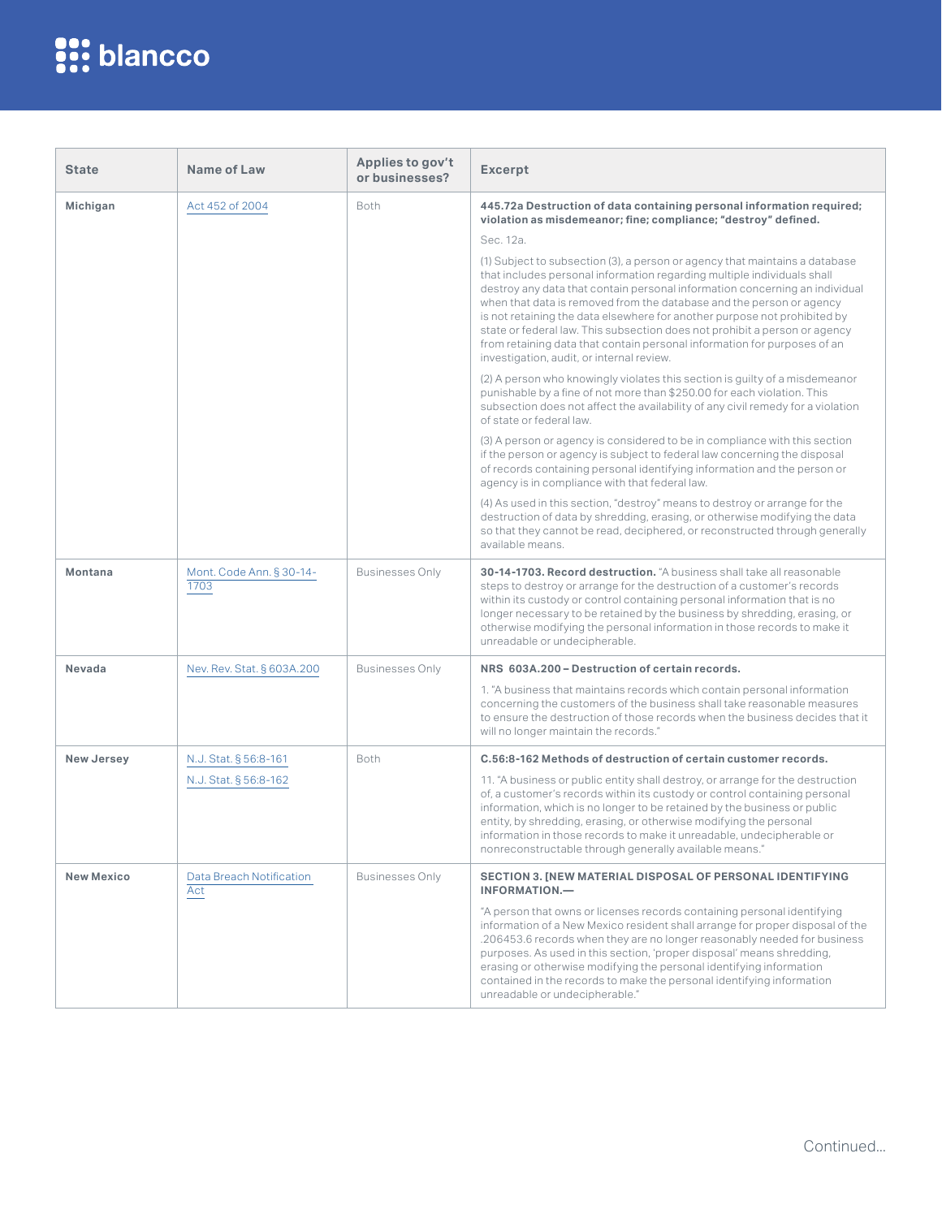| State | Name of Law | Applies to gov't or businesses? | Excerpt |
|---|---|---|---|
| Michigan | Act 452 of 2004 | Both | **445.72a Destruction of data containing personal information required; violation as misdemeanor; fine; compliance; "destroy" defined.**<br><br>Sec. 12a.<br><br>(1) Subject to subsection (3), a person or agency that maintains a database that includes personal information regarding multiple individuals shall destroy any data that contain personal information concerning an individual when that data is removed from the database and the person or agency is not retaining the data elsewhere for another purpose not prohibited by state or federal law. This subsection does not prohibit a person or agency from retaining data that contain personal information for purposes of an investigation, audit, or internal review.<br><br>(2) A person who knowingly violates this section is guilty of a misdemeanor punishable by a fine of not more than $250.00 for each violation. This subsection does not affect the availability of any civil remedy for a violation of state or federal law.<br><br>(3) A person or agency is considered to be in compliance with this section if the person or agency is subject to federal law concerning the disposal of records containing personal identifying information and the person or agency is in compliance with that federal law.<br><br>(4) As used in this section, "destroy" means to destroy or arrange for the destruction of data by shredding, erasing, or otherwise modifying the data so that they cannot be read, deciphered, or reconstructed through generally available means. |
| Montana | Mont. Code Ann. § 30-14-1703 | Businesses Only | **30-14-1703. Record destruction.** "A business shall take all reasonable steps to destroy or arrange for the destruction of a customer's records within its custody or control containing personal information that is no longer necessary to be retained by the business by shredding, erasing, or otherwise modifying the personal information in those records to make it unreadable or undecipherable. |
| Nevada | Nev. Rev. Stat. § 603A.200 | Businesses Only | **NRS 603A.200 – Destruction of certain records.**<br><br>1. "A business that maintains records which contain personal information concerning the customers of the business shall take reasonable measures to ensure the destruction of those records when the business decides that it will no longer maintain the records." |
| New Jersey | N.J. Stat. § 56:8-161<br><br>N.J. Stat. § 56:8-162 | Both | **C.56:8-162 Methods of destruction of certain customer records.**<br><br>11. "A business or public entity shall destroy, or arrange for the destruction of, a customer's records within its custody or control containing personal information, which is no longer to be retained by the business or public entity, by shredding, erasing, or otherwise modifying the personal information in those records to make it unreadable, undecipherable or nonreconstructable through generally available means." |
| New Mexico | Data Breach Notification Act | Businesses Only | **SECTION 3. [NEW MATERIAL DISPOSAL OF PERSONAL IDENTIFYING INFORMATION.—**<br><br>"A person that owns or licenses records containing personal identifying information of a New Mexico resident shall arrange for proper disposal of the .206453.6 records when they are no longer reasonably needed for business purposes. As used in this section, 'proper disposal' means shredding, erasing or otherwise modifying the personal identifying information contained in the records to make the personal identifying information unreadable or undecipherable." |

Continued...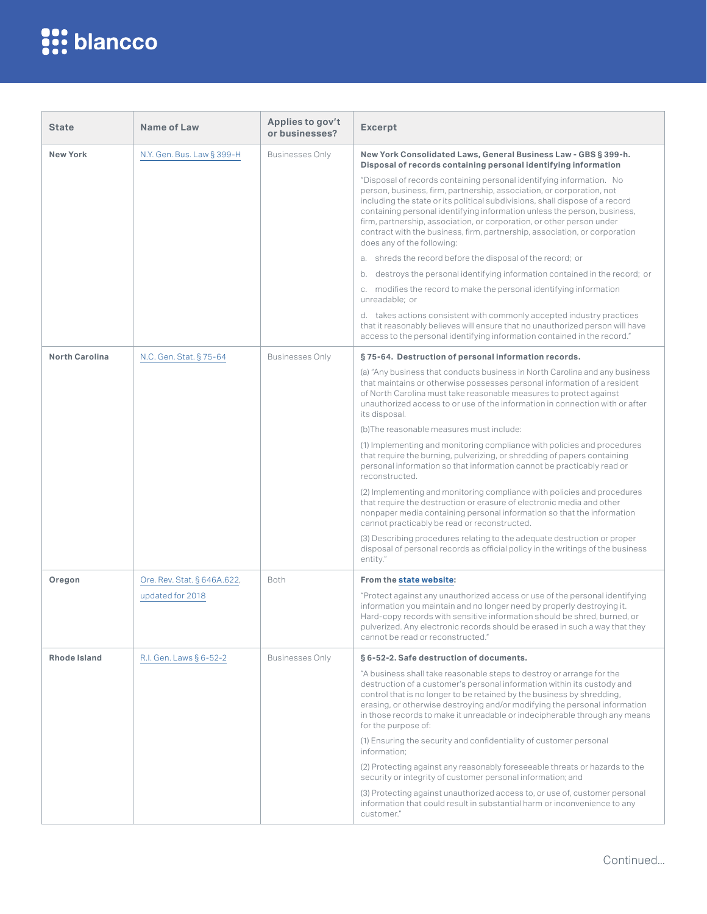| State | Name of Law | Applies to gov't or businesses? | Excerpt |
|---|---|---|---|
| **New York** | N.Y. Gen. Bus. Law § 399-H | Businesses Only | **New York Consolidated Laws, General Business Law - GBS § 399-h. Disposal of records containing personal identifying information**<br><br>"Disposal of records containing personal identifying information. No person, business, firm, partnership, association, or corporation, not including the state or its political subdivisions, shall dispose of a record containing personal identifying information unless the person, business, firm, partnership, association, or corporation, or other person under contract with the business, firm, partnership, association, or corporation does any of the following:<br><br>a. shreds the record before the disposal of the record; or<br><br>b. destroys the personal identifying information contained in the record; or<br><br>c. modifies the record to make the personal identifying information unreadable; or<br><br>d. takes actions consistent with commonly accepted industry practices that it reasonably believes will ensure that no unauthorized person will have access to the personal identifying information contained in the record." |
| **North Carolina** | N.C. Gen. Stat. § 75-64 | Businesses Only | **§ 75-64. Destruction of personal information records.**<br><br>(a) "Any business that conducts business in North Carolina and any business that maintains or otherwise possesses personal information of a resident of North Carolina must take reasonable measures to protect against unauthorized access to or use of the information in connection with or after its disposal.<br><br>(b)The reasonable measures must include:<br><br>(1) Implementing and monitoring compliance with policies and procedures that require the burning, pulverizing, or shredding of papers containing personal information so that information cannot be practicably read or reconstructed.<br><br>(2) Implementing and monitoring compliance with policies and procedures that require the destruction or erasure of electronic media and other nonpaper media containing personal information so that the information cannot practicably be read or reconstructed.<br><br>(3) Describing procedures relating to the adequate destruction or proper disposal of personal records as official policy in the writings of the business entity." |
| **Oregon** | Ore. Rev. Stat. § 646A.622, updated for 2018 | Both | **From the state website:**<br><br>"Protect against any unauthorized access or use of the personal identifying information you maintain and no longer need by properly destroying it. Hard-copy records with sensitive information should be shred, burned, or pulverized. Any electronic records should be erased in such a way that they cannot be read or reconstructed." |
| **Rhode Island** | R.I. Gen. Laws § 6-52-2 | Businesses Only | **§ 6-52-2. Safe destruction of documents.**<br><br>"A business shall take reasonable steps to destroy or arrange for the destruction of a customer's personal information within its custody and control that is no longer to be retained by the business by shredding, erasing, or otherwise destroying and/or modifying the personal information in those records to make it unreadable or indecipherable through any means for the purpose of:<br><br>(1) Ensuring the security and confidentiality of customer personal information;<br><br>(2) Protecting against any reasonably foreseeable threats or hazards to the security or integrity of customer personal information; and<br><br>(3) Protecting against unauthorized access to, or use of, customer personal information that could result in substantial harm or inconvenience to any customer." |

Continued...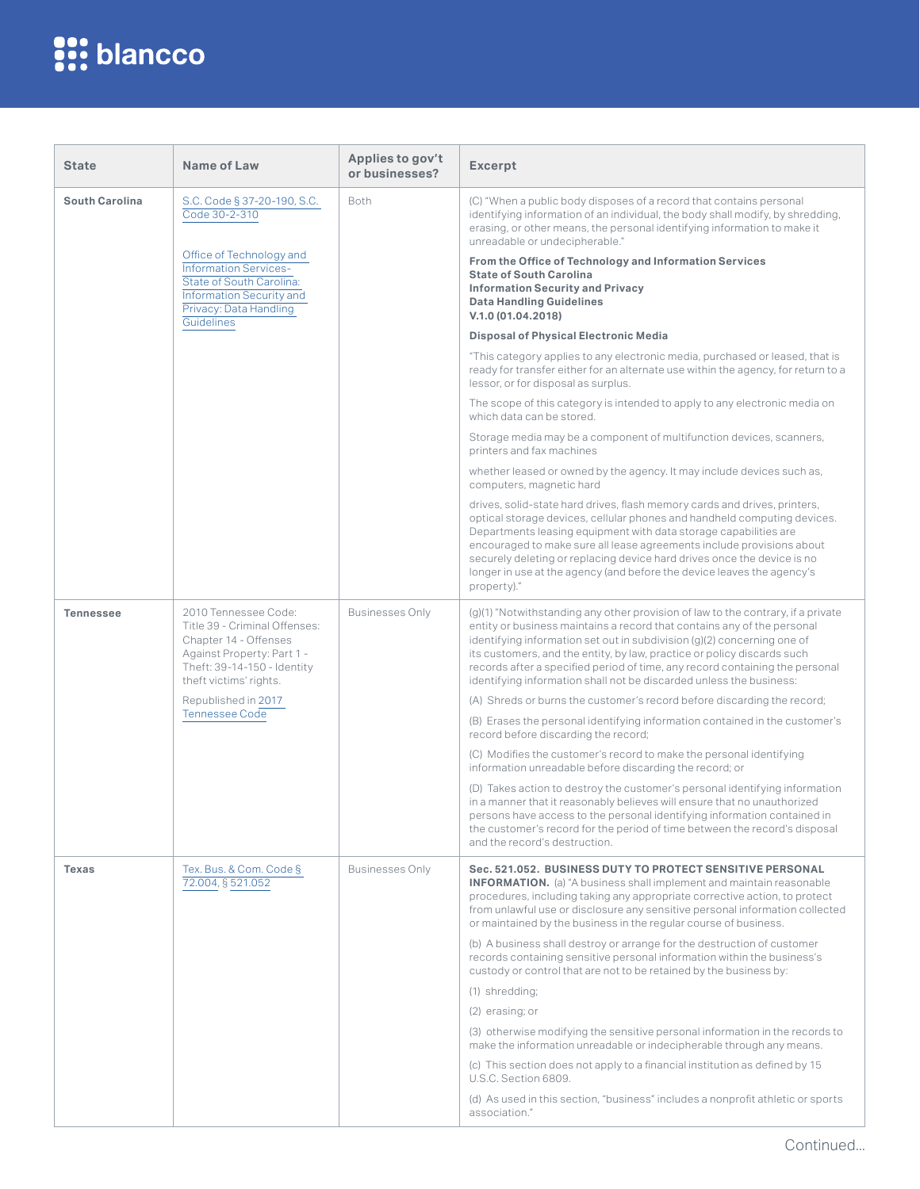| State | Name of Law | Applies to gov't or businesses? | Excerpt |
|---|---|---|---|
| **South Carolina** | S.C. Code § 37-20-190, S.C. Code 30-2-310<br><br>Office of Technology and Information Services- State of South Carolina: Information Security and Privacy: Data Handling Guidelines | Both | (C) "When a public body disposes of a record that contains personal identifying information of an individual, the body shall modify, by shredding, erasing, or other means, the personal identifying information to make it unreadable or undecipherable."<br><br>**From the Office of Technology and Information Services State of South Carolina Information Security and Privacy Data Handling Guidelines V.1.0 (01.04.2018)**<br><br>**Disposal of Physical Electronic Media**<br><br>"This category applies to any electronic media, purchased or leased, that is ready for transfer either for an alternate use within the agency, for return to a lessor, or for disposal as surplus.<br><br>The scope of this category is intended to apply to any electronic media on which data can be stored.<br><br>Storage media may be a component of multifunction devices, scanners, printers and fax machines<br><br>whether leased or owned by the agency. It may include devices such as, computers, magnetic hard<br><br>drives, solid-state hard drives, flash memory cards and drives, printers, optical storage devices, cellular phones and handheld computing devices. Departments leasing equipment with data storage capabilities are encouraged to make sure all lease agreements include provisions about securely deleting or replacing device hard drives once the device is no longer in use at the agency (and before the device leaves the agency's property)." |
| **Tennessee** | 2010 Tennessee Code: Title 39 - Criminal Offenses: Chapter 14 - Offenses Against Property: Part 1 - Theft: 39-14-150 - Identity theft victims' rights.<br><br>Republished in 2017 Tennessee Code | Businesses Only | (g)(1) "Notwithstanding any other provision of law to the contrary, if a private entity or business maintains a record that contains any of the personal identifying information set out in subdivision (g)(2) concerning one of its customers, and the entity, by law, practice or policy discards such records after a specified period of time, any record containing the personal identifying information shall not be discarded unless the business:<br><br>(A) Shreds or burns the customer's record before discarding the record;<br><br>(B) Erases the personal identifying information contained in the customer's record before discarding the record;<br><br>(C) Modifies the customer's record to make the personal identifying information unreadable before discarding the record; or<br><br>(D) Takes action to destroy the customer's personal identifying information in a manner that it reasonably believes will ensure that no unauthorized persons have access to the personal identifying information contained in the customer's record for the period of time between the record's disposal and the record's destruction. |
| **Texas** | Tex. Bus. & Com. Code § 72.004, § 521.052 | Businesses Only | **Sec. 521.052. BUSINESS DUTY TO PROTECT SENSITIVE PERSONAL INFORMATION.** (a) "A business shall implement and maintain reasonable procedures, including taking any appropriate corrective action, to protect from unlawful use or disclosure any sensitive personal information collected or maintained by the business in the regular course of business.<br><br>(b) A business shall destroy or arrange for the destruction of customer records containing sensitive personal information within the business's custody or control that are not to be retained by the business by:<br><br>(1) shredding;<br><br>(2) erasing; or<br><br>(3) otherwise modifying the sensitive personal information in the records to make the information unreadable or indecipherable through any means.<br><br>(c) This section does not apply to a financial institution as defined by 15 U.S.C. Section 6809.<br><br>(d) As used in this section, "business" includes a nonprofit athletic or sports association." |

Continued...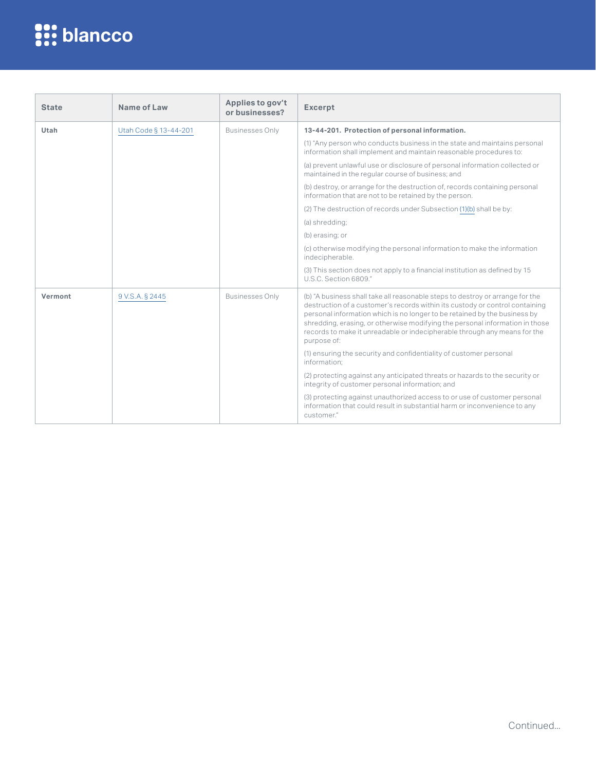| State | Name of Law | Applies to gov't or businesses? | Excerpt |
| --- | --- | --- | --- |
| Utah | Utah Code § 13-44-201 | Businesses Only | **13-44-201. Protection of personal information.**<br><br>(1) "Any person who conducts business in the state and maintains personal information shall implement and maintain reasonable procedures to:<br><br>(a) prevent unlawful use or disclosure of personal information collected or maintained in the regular course of business; and<br><br>(b) destroy, or arrange for the destruction of, records containing personal information that are not to be retained by the person.<br><br>(2) The destruction of records under Subsection (1)(b) shall be by:<br><br>(a) shredding;<br><br>(b) erasing; or<br><br>(c) otherwise modifying the personal information to make the information indecipherable.<br><br>(3) This section does not apply to a financial institution as defined by 15 U.S.C. Section 6809." |
| Vermont | 9 V.S.A. § 2445 | Businesses Only | (b) "A business shall take all reasonable steps to destroy or arrange for the destruction of a customer's records within its custody or control containing personal information which is no longer to be retained by the business by shredding, erasing, or otherwise modifying the personal information in those records to make it unreadable or indecipherable through any means for the purpose of:<br><br>(1) ensuring the security and confidentiality of customer personal information;<br><br>(2) protecting against any anticipated threats or hazards to the security or integrity of customer personal information; and<br><br>(3) protecting against unauthorized access to or use of customer personal information that could result in substantial harm or inconvenience to any customer." |

Continued...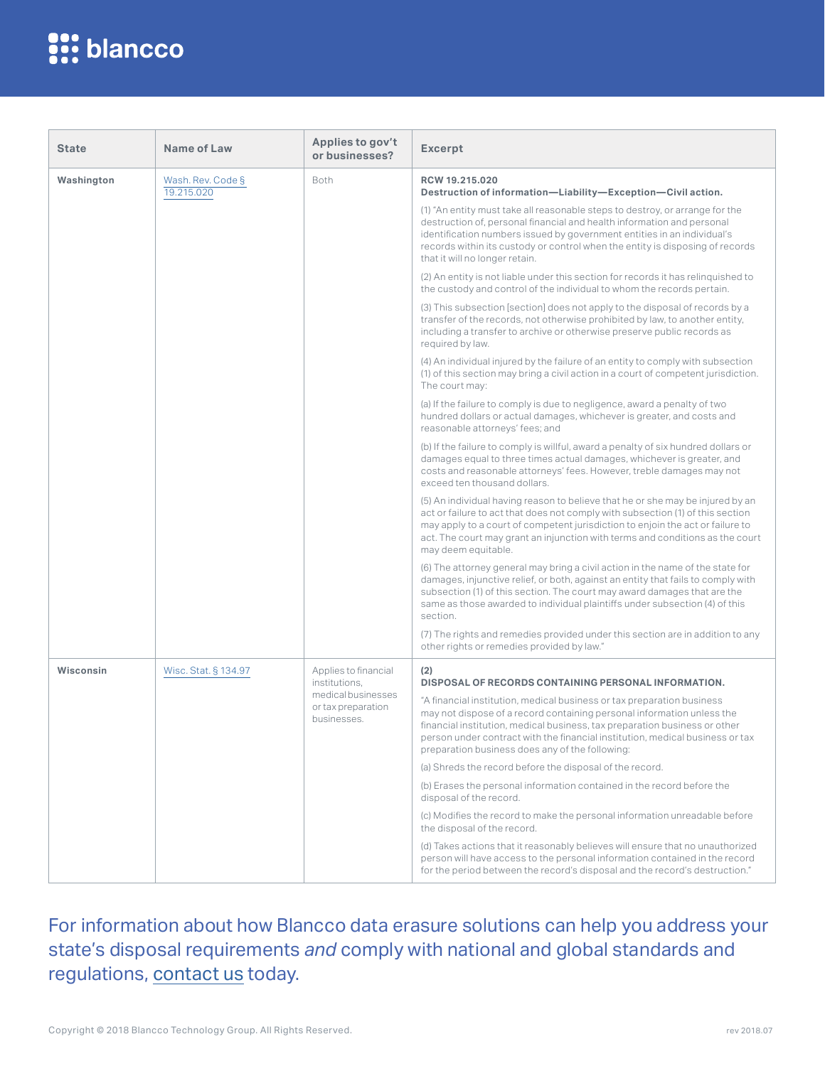| State | Name of Law | Applies to gov't or businesses? | Excerpt |
|---|---|---|---|
| Washington | Wash. Rev. Code § 19.215.020 | Both | **RCW 19.215.020** **Destruction of information—Liability—Exception—Civil action.** (1) "An entity must take all reasonable steps to destroy, or arrange for the destruction of, personal financial and health information and personal identification numbers issued by government entities in an individual's records within its custody or control when the entity is disposing of records that it will no longer retain. (2) An entity is not liable under this section for records it has relinquished to the custody and control of the individual to whom the records pertain. (3) This subsection [section] does not apply to the disposal of records by a transfer of the records, not otherwise prohibited by law, to another entity, including a transfer to archive or otherwise preserve public records as required by law. (4) An individual injured by the failure of an entity to comply with subsection (1) of this section may bring a civil action in a court of competent jurisdiction. The court may: (a) If the failure to comply is due to negligence, award a penalty of two hundred dollars or actual damages, whichever is greater, and costs and reasonable attorneys' fees; and (b) If the failure to comply is willful, award a penalty of six hundred dollars or damages equal to three times actual damages, whichever is greater, and costs and reasonable attorneys' fees. However, treble damages may not exceed ten thousand dollars. (5) An individual having reason to believe that he or she may be injured by an act or failure to act that does not comply with subsection (1) of this section may apply to a court of competent jurisdiction to enjoin the act or failure to act. The court may grant an injunction with terms and conditions as the court may deem equitable. (6) The attorney general may bring a civil action in the name of the state for damages, injunctive relief, or both, against an entity that fails to comply with subsection (1) of this section. The court may award damages that are the same as those awarded to individual plaintiffs under subsection (4) of this section. (7) The rights and remedies provided under this section are in addition to any other rights or remedies provided by law." |
| Wisconsin | Wisc. Stat. § 134.97 | Applies to financial institutions, medical businesses or tax preparation businesses. | **(2)** **DISPOSAL OF RECORDS CONTAINING PERSONAL INFORMATION.** "A financial institution, medical business or tax preparation business may not dispose of a record containing personal information unless the financial institution, medical business, tax preparation business or other person under contract with the financial institution, medical business or tax preparation business does any of the following: (a) Shreds the record before the disposal of the record. (b) Erases the personal information contained in the record before the disposal of the record. (c) Modifies the record to make the personal information unreadable before the disposal of the record. (d) Takes actions that it reasonably believes will ensure that no unauthorized person will have access to the personal information contained in the record for the period between the record's disposal and the record's destruction." |

For information about how Blancco data erasure solutions can help you address your state's disposal requirements *and* comply with national and global standards and regulations, contact us today.

Copyright © 2018 Blancco Technology Group. All Rights Reserved.

rev 2018.07